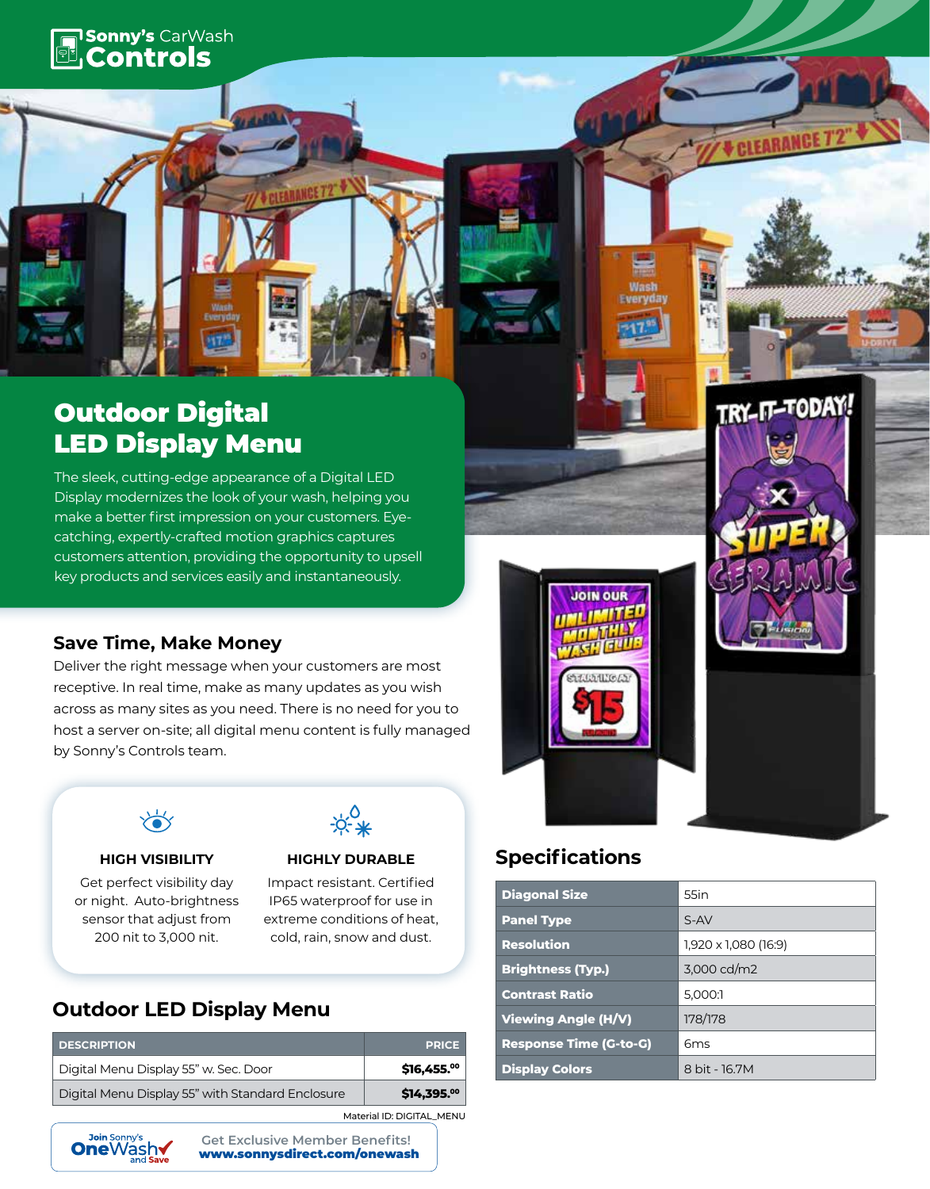Sonny's CarWash **Controls**

# Outdoor Digital LED Display Menu

The sleek, cutting-edge appearance of a Digital LED Display modernizes the look of your wash, helping you make a better first impression on your customers. Eye-catching, expertly-crafted motion graphics captures customers attention, providing the opportunity to upsell key products and services easily and instantaneously.

## Save Time, Make Money

Deliver the right message when your customers are most receptive. In real time, make as many updates as you wish across as many sites as you need. There is no need for you to host a server on-site; all digital menu content is fully managed by Sonny's Controls team.

### HIGH VISIBILITY

Get perfect visibility day or night. Auto-brightness sensor that adjust from 200 nit to 3,000 nit.

### HIGHLY DURABLE

Impact resistant. Certified IP65 waterproof for use in extreme conditions of heat, cold, rain, snow and dust.

## Outdoor LED Display Menu

| DESCRIPTION | PRICE |
|---|---|
| Digital Menu Display 55" w. Sec. Door | **$16,455.00** |
| Digital Menu Display 55" with Standard Enclosure | **$14,395.00** |

Material ID: DIGITAL_MENU

Join Sonny's OneWash and Save — Get Exclusive Member Benefits! **www.sonnysdirect.com/onewash**

## Specifications

| | |
|---|---|
| **Diagonal Size** | 55in |
| **Panel Type** | S-AV |
| **Resolution** | 1,920 x 1,080 (16:9) |
| **Brightness (Typ.)** | 3,000 cd/m2 |
| **Contrast Ratio** | 5,000:1 |
| **Viewing Angle (H/V)** | 178/178 |
| **Response Time (G-to-G)** | 6ms |
| **Display Colors** | 8 bit - 16.7M |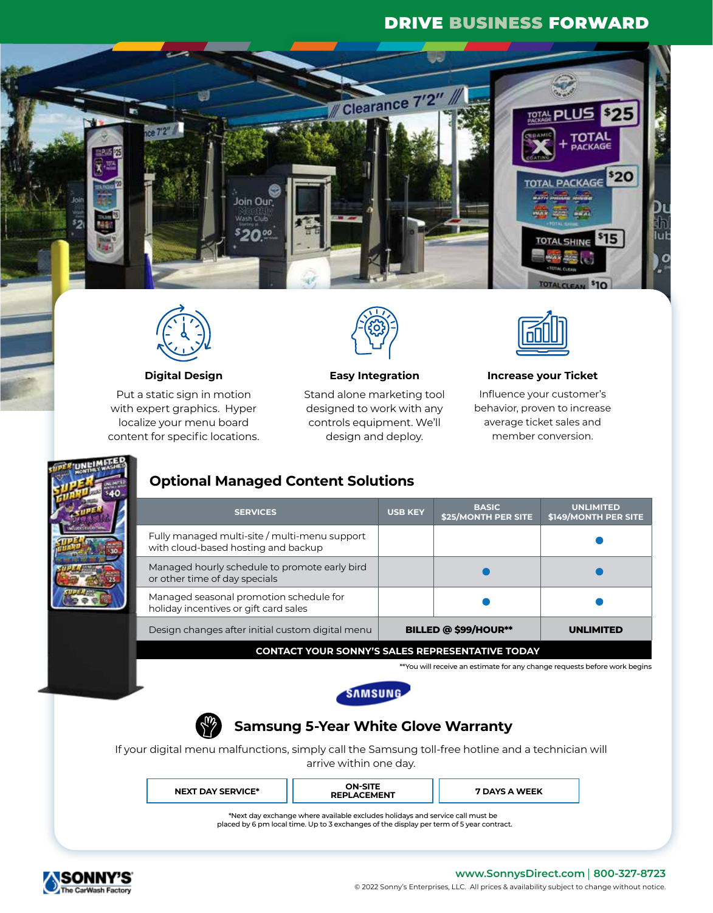# DRIVE BUSINESS FORWARD

### Digital Design

Put a static sign in motion with expert graphics. Hyper localize your menu board content for specific locations.

### Easy Integration

Stand alone marketing tool designed to work with any controls equipment. We'll design and deploy.

### Increase your Ticket

Influence your customer's behavior, proven to increase average ticket sales and member conversion.

## Optional Managed Content Solutions

| SERVICES | USB KEY | BASIC $25/MONTH PER SITE | UNLIMITED $149/MONTH PER SITE |
|---|---|---|---|
| Fully managed multi-site / multi-menu support with cloud-based hosting and backup | | | ● |
| Managed hourly schedule to promote early bird or other time of day specials | | ● | ● |
| Managed seasonal promotion schedule for holiday incentives or gift card sales | | ● | ● |
| Design changes after initial custom digital menu | BILLED @ $99/HOUR** | | UNLIMITED |

**CONTACT YOUR SONNY'S SALES REPRESENTATIVE TODAY**

**You will receive an estimate for any change requests before work begins

SAMSUNG

## Samsung 5-Year White Glove Warranty

If your digital menu malfunctions, simply call the Samsung toll-free hotline and a technician will arrive within one day.

| | | |
|---|---|---|
| NEXT DAY SERVICE* | ON-SITE REPLACEMENT | 7 DAYS A WEEK |

*Next day exchange where available excludes holidays and service call must be placed by 6 pm local time. Up to 3 exchanges of the display per term of 5 year contract.

SONNY'S The CarWash Factory

www.SonnysDirect.com | 800-327-8723

© 2022 Sonny's Enterprises, LLC. All prices & availability subject to change without notice.